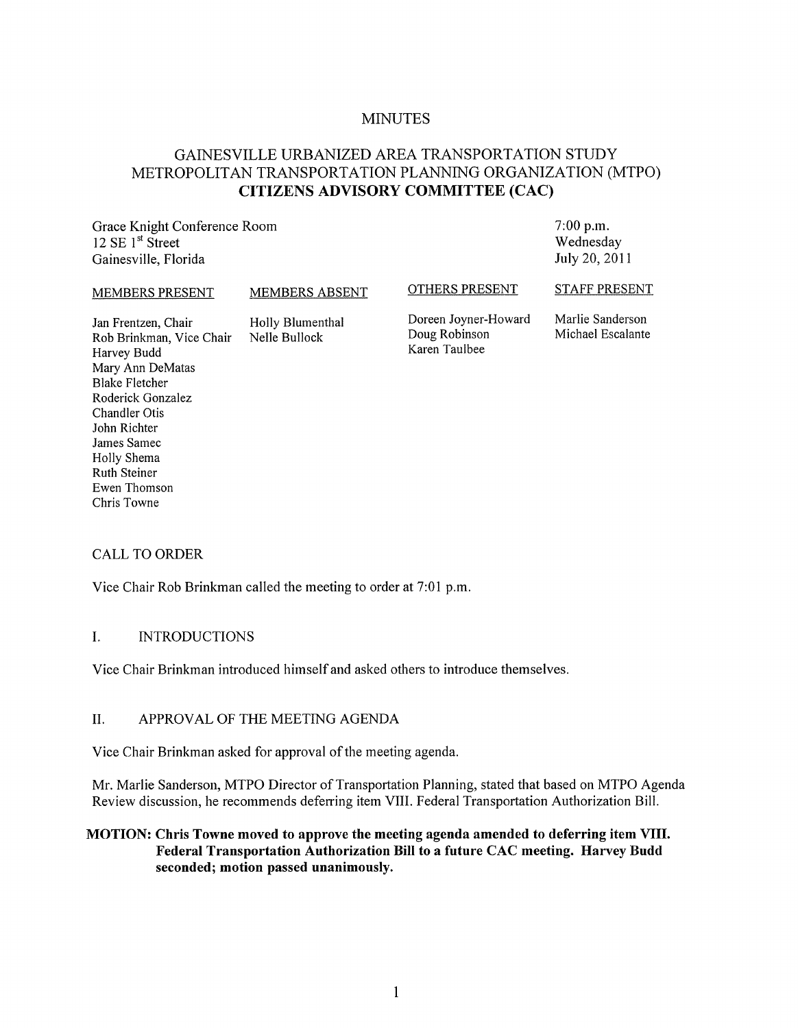# MINUTES

## GAINESVILLE URBANIZED AREA TRANSPORTATION STUDY
## METROPOLITAN TRANSPORTATION PLANNING ORGANIZATION (MTPO)
## CITIZENS ADVISORY COMMITTEE (CAC)

Grace Knight Conference Room
12 SE 1st Street
Gainesville, Florida

7:00 p.m.
Wednesday
July 20, 2011

| MEMBERS PRESENT | MEMBERS ABSENT | OTHERS PRESENT | STAFF PRESENT |
|---|---|---|---|
| Jan Frentzen, Chair | Holly Blumenthal | Doreen Joyner-Howard | Marlie Sanderson |
| Rob Brinkman, Vice Chair | Nelle Bullock | Doug Robinson | Michael Escalante |
| Harvey Budd | | Karen Taulbee | |
| Mary Ann DeMatas | | | |
| Blake Fletcher | | | |
| Roderick Gonzalez | | | |
| Chandler Otis | | | |
| John Richter | | | |
| James Samec | | | |
| Holly Shema | | | |
| Ruth Steiner | | | |
| Ewen Thomson | | | |
| Chris Towne | | | |

CALL TO ORDER

Vice Chair Rob Brinkman called the meeting to order at 7:01 p.m.

I. INTRODUCTIONS

Vice Chair Brinkman introduced himself and asked others to introduce themselves.

II. APPROVAL OF THE MEETING AGENDA

Vice Chair Brinkman asked for approval of the meeting agenda.

Mr. Marlie Sanderson, MTPO Director of Transportation Planning, stated that based on MTPO Agenda Review discussion, he recommends deferring item VIII. Federal Transportation Authorization Bill.

**MOTION: Chris Towne moved to approve the meeting agenda amended to deferring item VIII. Federal Transportation Authorization Bill to a future CAC meeting. Harvey Budd seconded; motion passed unanimously.**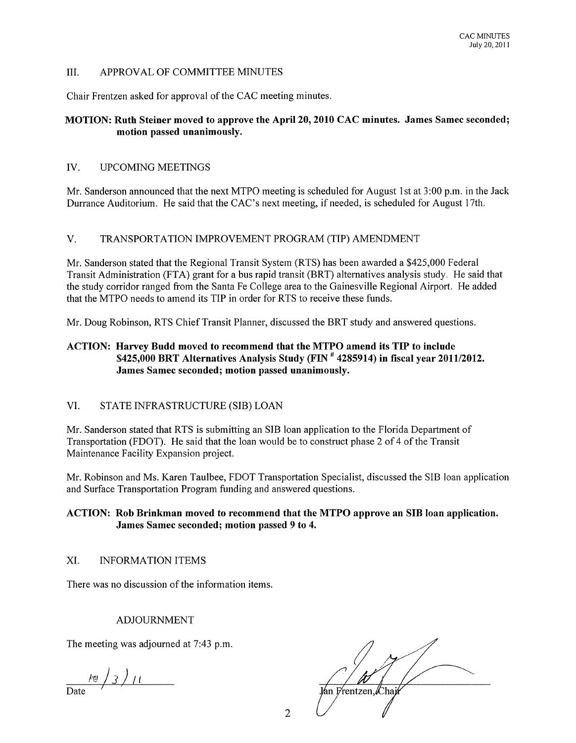## III. APPROVAL OF COMMITTEE MINUTES

Chair Frentzen asked for approval of the CAC meeting minutes.

**MOTION: Ruth Steiner moved to approve the April 20, 2010 CAC minutes. James Samec seconded; motion passed unanimously.**

## IV. UPCOMING MEETINGS

Mr. Sanderson announced that the next MTPO meeting is scheduled for August 1st at 3:00 p.m. in the Jack Durrance Auditorium. He said that the CAC's next meeting, if needed, is scheduled for August 17th.

## V. TRANSPORTATION IMPROVEMENT PROGRAM (TIP) AMENDMENT

Mr. Sanderson stated that the Regional Transit System (RTS) has been awarded a $425,000 Federal Transit Administration (FTA) grant for a bus rapid transit (BRT) alternatives analysis study. He said that the study corridor ranged from the Santa Fe College area to the Gainesville Regional Airport. He added that the MTPO needs to amend its TIP in order for RTS to receive these funds.

Mr. Doug Robinson, RTS Chief Transit Planner, discussed the BRT study and answered questions.

**ACTION: Harvey Budd moved to recommend that the MTPO amend its TIP to include $425,000 BRT Alternatives Analysis Study (FIN # 4285914) in fiscal year 2011/2012. James Samec seconded; motion passed unanimously.**

## VI. STATE INFRASTRUCTURE (SIB) LOAN

Mr. Sanderson stated that RTS is submitting an SIB loan application to the Florida Department of Transportation (FDOT). He said that the loan would be to construct phase 2 of 4 of the Transit Maintenance Facility Expansion project.

Mr. Robinson and Ms. Karen Taulbee, FDOT Transportation Specialist, discussed the SIB loan application and Surface Transportation Program funding and answered questions.

**ACTION: Rob Brinkman moved to recommend that the MTPO approve an SIB loan application. James Samec seconded; motion passed 9 to 4.**

## XI. INFORMATION ITEMS

There was no discussion of the information items.

### ADJOURNMENT

The meeting was adjourned at 7:43 p.m.

10/3/11
Date

Jan Frentzen, Chair